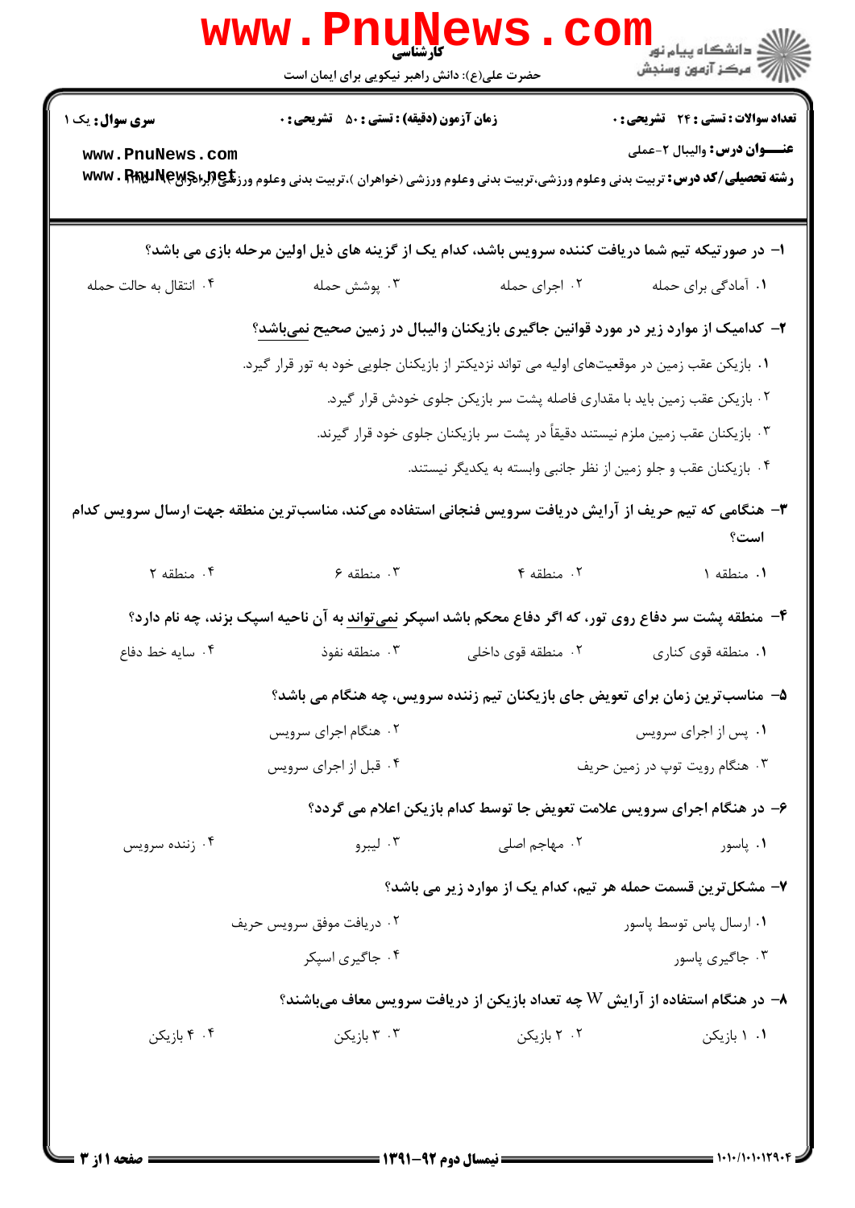کارشناسی

حضرت علی(ع): دانش راهبر نیکویی برای ایمان است

**سری سوال:** یک ۱ | **زمان آزمون (دقیقه) : تستی :** ۵۰ **تشریحی :** ۰ | **تعداد سوالات : تستی :** ۲۴ **تشریحی :** ۰

**عنـــوان درس:** والیبال ۲-عملی

**رشته تحصیلی/کد درس:** تربیت بدنی وعلوم ورزشی،تربیت بدنی وعلوم ورزشی (خواهران )،تربیت بدنی وعلوم ورزشی (برادران)

۱- در صورتیکه تیم شما دریافت کننده سرویس باشد، کدام یک از گزینه های ذیل اولین مرحله بازی می باشد؟

۱. آمادگی برای حمله
۲. اجرای حمله
۳. پوشش حمله
۴. انتقال به حالت حمله

۲- کدامیک از موارد زیر در مورد قوانین جاگیری بازیکنان والیبال در زمین صحیح نمی‌باشد؟

۱. بازیکن عقب زمین در موقعیت‌های اولیه می تواند نزدیکتر از بازیکنان جلویی خود به تور قرار گیرد.
۲. بازیکن عقب زمین باید با مقداری فاصله پشت سر بازیکن جلوی خودش قرار گیرد.
۳. بازیکنان عقب زمین ملزم نیستند دقیقاً در پشت سر بازیکنان جلوی خود قرار گیرند.
۴. بازیکنان عقب و جلو زمین از نظر جانبی وابسته به یکدیگر نیستند.

۳- هنگامی که تیم حریف از آرایش دریافت سرویس فنجانی استفاده می‌کند، مناسب‌ترین منطقه جهت ارسال سرویس کدام است؟

۱. منطقه ۱
۲. منطقه ۴
۳. منطقه ۶
۴. منطقه ۲

۴- منطقه پشت سر دفاع روی تور، که اگر دفاع محکم باشد اسپکر نمی‌تواند به آن ناحیه اسپک بزند، چه نام دارد؟

۱. منطقه قوی کناری
۲. منطقه قوی داخلی
۳. منطقه نفوذ
۴. سایه خط دفاع

۵- مناسب‌ترین زمان برای تعویض جای بازیکنان تیم زننده سرویس، چه هنگام می باشد؟

۱. پس از اجرای سرویس
۲. هنگام اجرای سرویس
۳. هنگام رویت توپ در زمین حریف
۴. قبل از اجرای سرویس

۶- در هنگام اجرای سرویس علامت تعویض جا توسط کدام بازیکن اعلام می گردد؟

۱. پاسور
۲. مهاجم اصلی
۳. لیبرو
۴. زننده سرویس

۷- مشکل‌ترین قسمت حمله هر تیم، کدام یک از موارد زیر می باشد؟

۱. ارسال پاس توسط پاسور
۲. دریافت موفق سرویس حریف
۳. جاگیری پاسور
۴. جاگیری اسپکر

۸- در هنگام استفاده از آرایش W چه تعداد بازیکن از دریافت سرویس معاف می‌باشند؟

۱. ۱ بازیکن
۲. ۲ بازیکن
۳. ۳ بازیکن
۴. ۴ بازیکن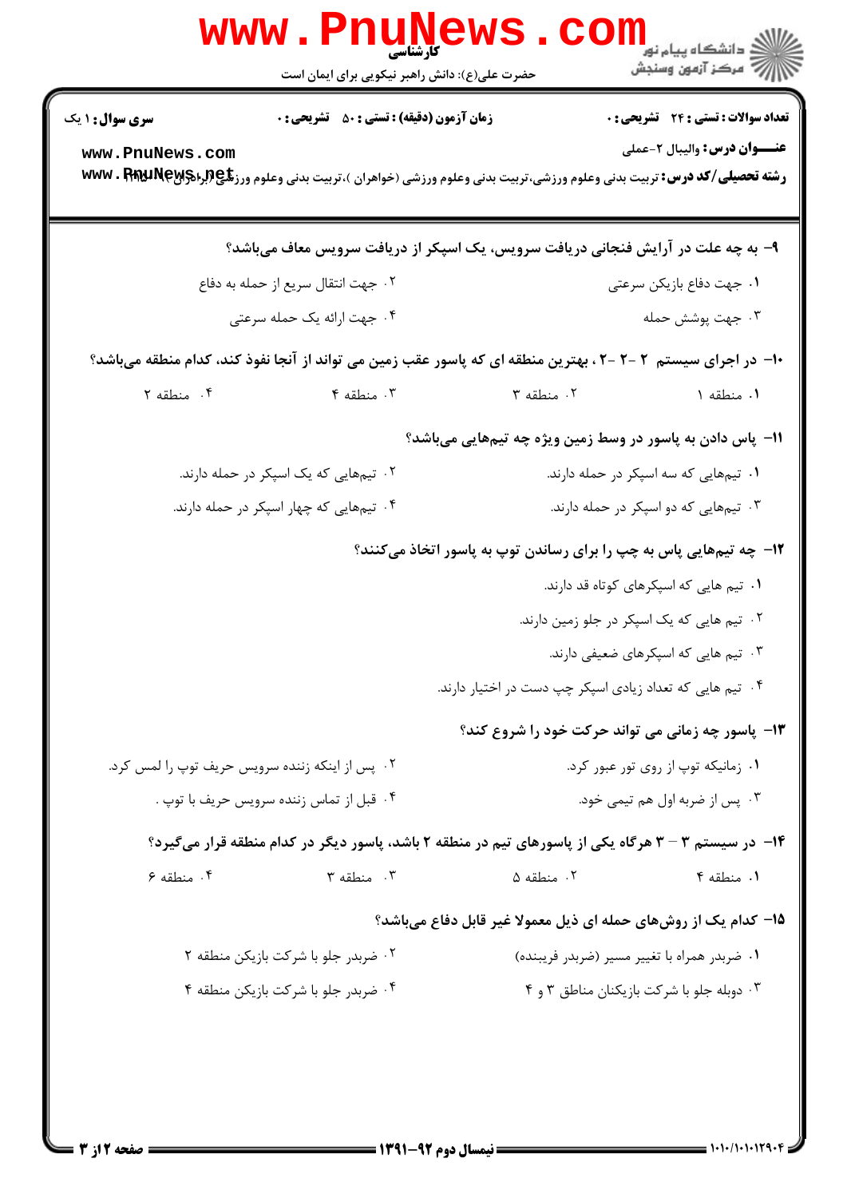**سری سوال:** ۱ یک

**زمان آزمون (دقیقه) : تستی :** ۵۰ **تشریحی :** ۰

**تعداد سوالات : تستی :** ۲۴ **تشریحی :** ۰

**عنـــوان درس:** والیبال ۲-عملی

**رشته تحصیلی/کد درس:** تربیت بدنی وعلوم ورزشی،تربیت بدنی وعلوم ورزشی (خواهران )،تربیت بدنی وعلوم ورزشی (برادران) ۱۲۱۵۰۴۰

**۹- به چه علت در آرایش فنجانی دریافت سرویس، یک اسپکر از دریافت سرویس معاف می‌باشد؟**

۱. جهت دفاع بازیکن سرعتی

۲. جهت انتقال سریع از حمله به دفاع

۳. جهت پوشش حمله

۴. جهت ارائه یک حمله سرعتی

**۱۰- در اجرای سیستم ۲-۲-۲ ، بهترین منطقه ای که پاسور عقب زمین می تواند از آنجا نفوذ کند، کدام منطقه می‌باشد؟**

۱. منطقه ۱

۲. منطقه ۳

۳. منطقه ۴

۴. منطقه ۲

**۱۱- پاس دادن به پاسور در وسط زمین ویژه چه تیم‌هایی می‌باشد؟**

۱. تیمهایی که سه اسپکر در حمله دارند.

۲. تیمهایی که یک اسپکر در حمله دارند.

۳. تیمهایی که دو اسپکر در حمله دارند.

۴. تیمهایی که چهار اسپکر در حمله دارند.

**۱۲- چه تیمهایی پاس به چپ را برای رساندن توپ به پاسور اتخاذ می‌کنند؟**

۱. تیم هایی که اسپکرهای کوتاه قد دارند.

۲. تیم هایی که یک اسپکر در جلو زمین دارند.

۳. تیم هایی که اسپکرهای ضعیفی دارند.

۴. تیم هایی که تعداد زیادی اسپکر چپ دست در اختیار دارند.

**۱۳- پاسور چه زمانی می تواند حرکت خود را شروع کند؟**

۱. زمانیکه توپ از روی تور عبور کرد.

۲. پس از اینکه زننده سرویس حریف توپ را لمس کرد.

۳. پس از ضربه اول هم تیمی خود.

۴. قبل از تماس زننده سرویس حریف با توپ .

**۱۴- در سیستم ۳ - ۳ هرگاه یکی از پاسورهای تیم در منطقه ۲ باشد، پاسور دیگر در کدام منطقه قرار می‌گیرد؟**

۱. منطقه ۴

۲. منطقه ۵

۳. منطقه ۳

۴. منطقه ۶

**۱۵- کدام یک از روش‌های حمله ای ذیل معمولا غیر قابل دفاع می‌باشد؟**

۱. ضربدر همراه با تغییر مسیر (ضربدر فریبنده)

۲. ضربدر جلو با شرکت بازیکن منطقه ۲

۳. دوبله جلو با شرکت بازیکنان مناطق ۳ و ۴

۴. ضربدر جلو با شرکت بازیکن منطقه ۴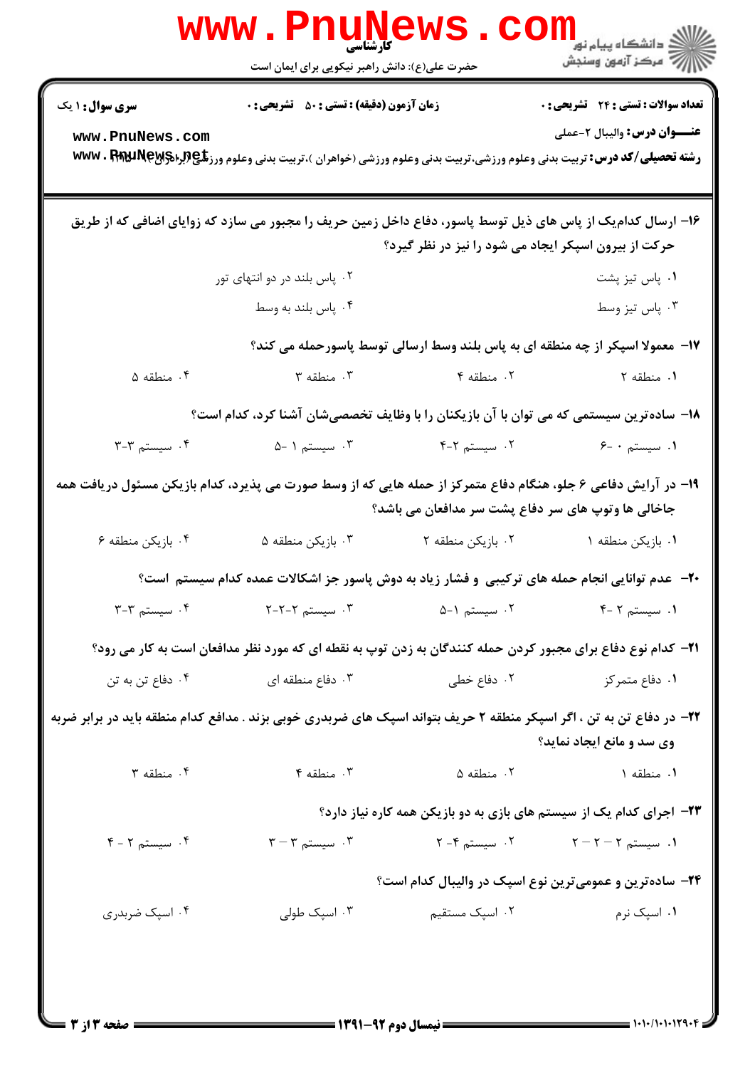۱۶- ارسال کدام‌یک از پاس های ذیل توسط پاسور، دفاع داخل زمین حریف را مجبور می سازد که زوایای اضافی که از طریق حرکت از بیرون اسپکر ایجاد می شود را نیز در نظر گیرد؟

۱. پاس تیز پشت
۲. پاس بلند در دو انتهای تور
۳. پاس تیز وسط
۴. پاس بلند به وسط

۱۷- معمولا اسپکر از چه منطقه ای به پاس بلند وسط ارسالی توسط پاسورحمله می کند؟

۱. منطقه ۲
۲. منطقه ۴
۳. منطقه ۳
۴. منطقه ۵

۱۸- ساده‌ترین سیستمی که می توان با آن بازیکنان را با وظایف تخصصی‌شان آشنا کرد، کدام است؟

۱. سیستم ۰ -۶
۲. سیستم ۲-۴
۳. سیستم ۱ -۵
۴. سیستم ۳-۳

۱۹- در آرایش دفاعی ۶ جلو، هنگام دفاع متمرکز از حمله هایی که از وسط صورت می پذیرد، کدام بازیکن مسئول دریافت همه جاخالی ها وتوپ های سر دفاع پشت سر مدافعان می باشد؟

۱. بازیکن منطقه ۱
۲. بازیکن منطقه ۲
۳. بازیکن منطقه ۵
۴. بازیکن منطقه ۶

۲۰- عدم توانایی انجام حمله های ترکیبی و فشار زیاد به دوش پاسور جز اشکالات عمده کدام سیستم است؟

۱. سیستم ۲ -۴
۲. سیستم ۱-۵
۳. سیستم ۲-۲-۲
۴. سیستم ۳-۳

۲۱- کدام نوع دفاع برای مجبور کردن حمله کنندگان به زدن توپ به نقطه ای که مورد نظر مدافعان است به کار می رود؟

۱. دفاع متمرکز
۲. دفاع خطی
۳. دفاع منطقه ای
۴. دفاع تن به تن

۲۲- در دفاع تن به تن ، اگر اسپکر منطقه ۲ حریف بتواند اسپک های ضربدری خوبی بزند . مدافع کدام منطقه باید در برابر ضربه وی سد و مانع ایجاد نماید؟

۱. منطقه ۱
۲. منطقه ۵
۳. منطقه ۴
۴. منطقه ۳

۲۳- اجرای کدام یک از سیستم های بازی به دو بازیکن همه کاره نیاز دارد؟

۱. سیستم ۲ – ۲ – ۲
۲. سیستم ۴- ۲
۳. سیستم ۳ – ۳
۴. سیستم ۲ - ۴

۲۴- ساده‌ترین و عمومی‌ترین نوع اسپک در والیبال کدام است؟

۱. اسپک نرم
۲. اسپک مستقیم
۳. اسپک طولی
۴. اسپک ضربدری